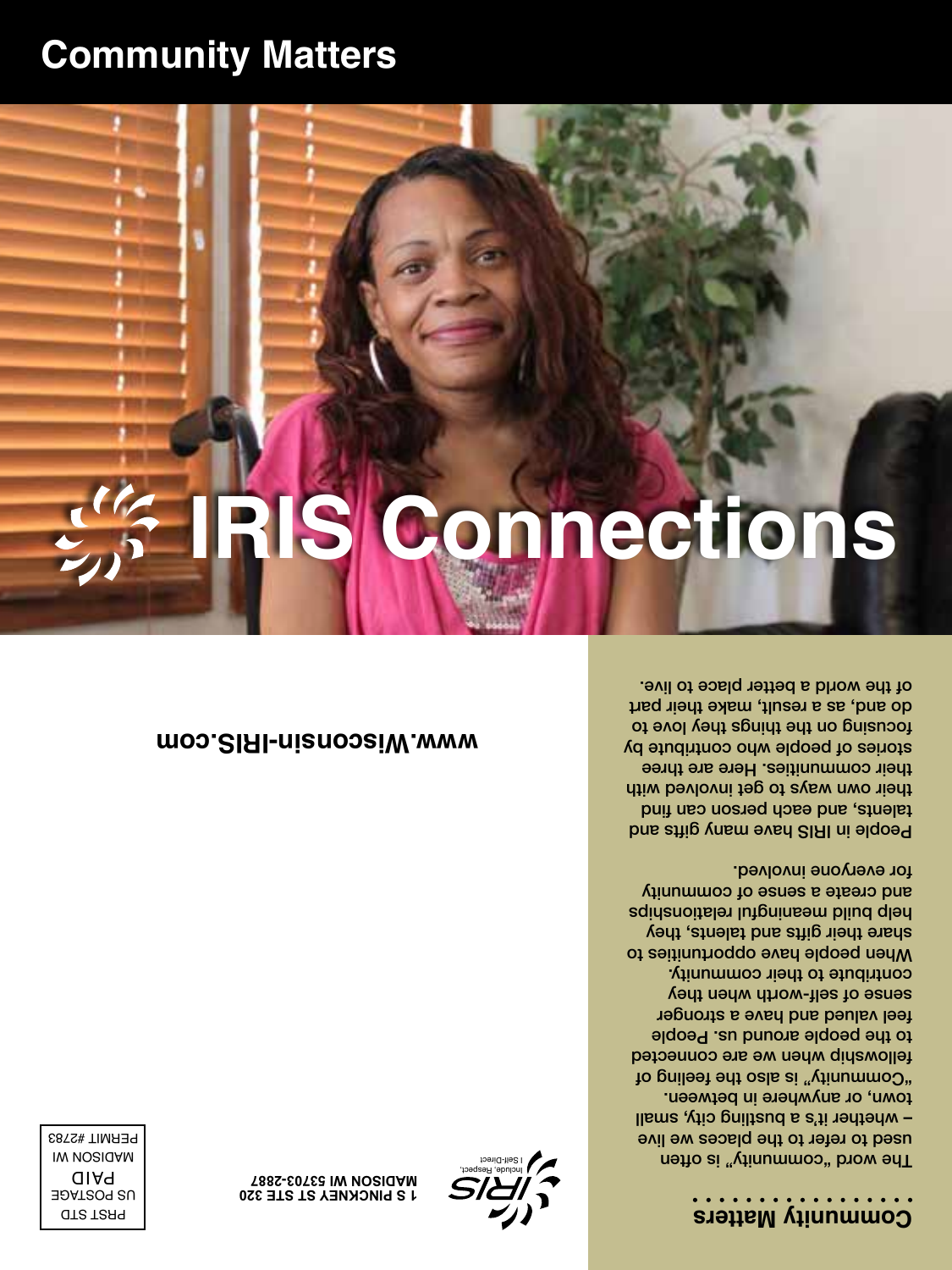# Community Matters

# IRIS Connections

## Community Matters

The word "community" is often used to refer to the places we live – whether it's a bustling city, small town, or anywhere in between. "Community" is also the feeling of fellowship when we are connected to the people around us. People feel valued and have a stronger sense of self-worth when they contribute to their community. When people have opportunities to share their gifts and talents, they help build meaningful relationships and create a sense of community for everyone involved.

People in IRIS have many gifts and talents, and each person can find their own ways to get involved with their communities. Here are three stories of people who contribute by focusing on the things they love to do and, as a result, make their part of the world a better place to live.

www.Wisconsin-IRIS.com

IRIS
Include, Respect, I Self-Direct

1 S PINCKNEY ST STE 320
MADISON WI 53703-2887

PRST STD
US POSTAGE
PAID
MADISON WI
PERMIT #2783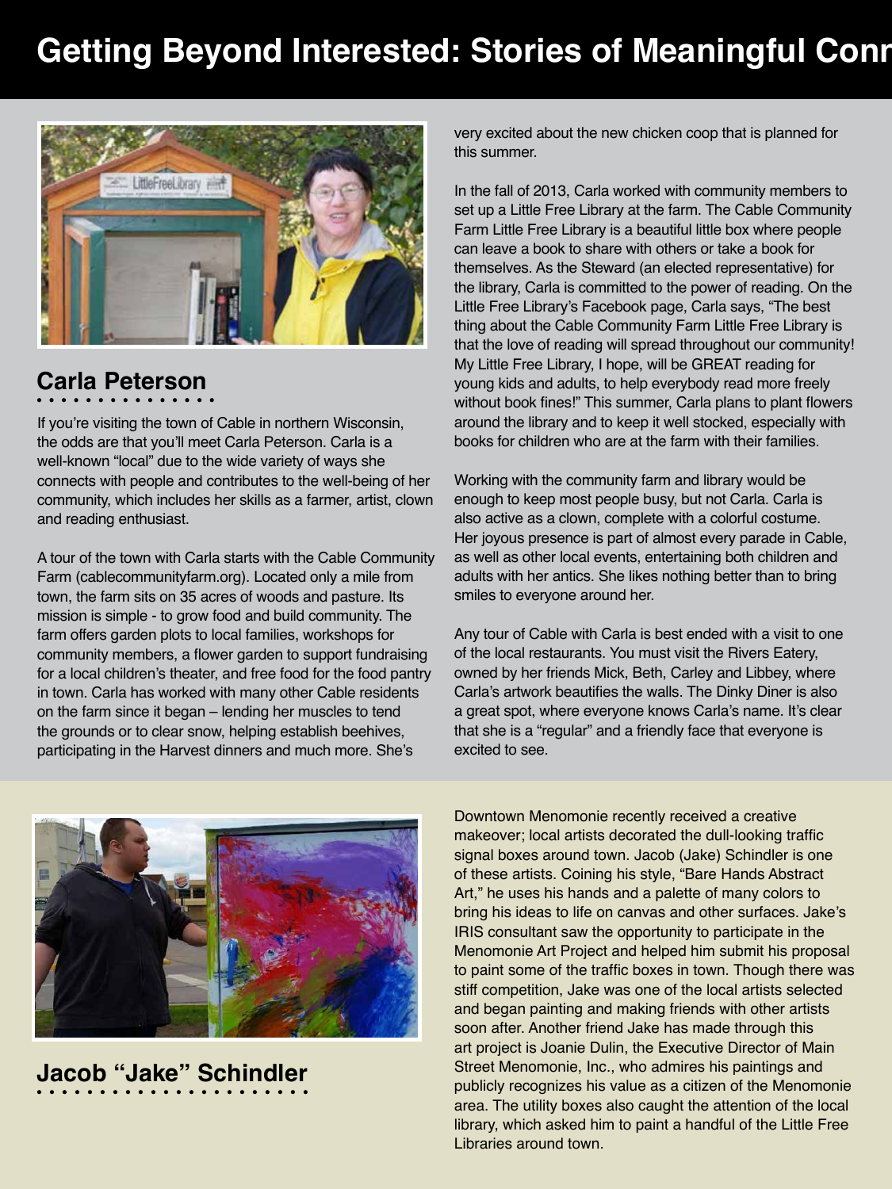# Getting Beyond Interested: Stories of Meaningful Conn

## Carla Peterson

If you're visiting the town of Cable in northern Wisconsin, the odds are that you'll meet Carla Peterson. Carla is a well-known "local" due to the wide variety of ways she connects with people and contributes to the well-being of her community, which includes her skills as a farmer, artist, clown and reading enthusiast.

A tour of the town with Carla starts with the Cable Community Farm (cablecommunityfarm.org). Located only a mile from town, the farm sits on 35 acres of woods and pasture. Its mission is simple - to grow food and build community. The farm offers garden plots to local families, workshops for community members, a flower garden to support fundraising for a local children's theater, and free food for the food pantry in town. Carla has worked with many other Cable residents on the farm since it began – lending her muscles to tend the grounds or to clear snow, helping establish beehives, participating in the Harvest dinners and much more. She's very excited about the new chicken coop that is planned for this summer.

In the fall of 2013, Carla worked with community members to set up a Little Free Library at the farm. The Cable Community Farm Little Free Library is a beautiful little box where people can leave a book to share with others or take a book for themselves. As the Steward (an elected representative) for the library, Carla is committed to the power of reading. On the Little Free Library's Facebook page, Carla says, "The best thing about the Cable Community Farm Little Free Library is that the love of reading will spread throughout our community! My Little Free Library, I hope, will be GREAT reading for young kids and adults, to help everybody read more freely without book fines!" This summer, Carla plans to plant flowers around the library and to keep it well stocked, especially with books for children who are at the farm with their families.

Working with the community farm and library would be enough to keep most people busy, but not Carla. Carla is also active as a clown, complete with a colorful costume. Her joyous presence is part of almost every parade in Cable, as well as other local events, entertaining both children and adults with her antics. She likes nothing better than to bring smiles to everyone around her.

Any tour of Cable with Carla is best ended with a visit to one of the local restaurants. You must visit the Rivers Eatery, owned by her friends Mick, Beth, Carley and Libbey, where Carla's artwork beautifies the walls. The Dinky Diner is also a great spot, where everyone knows Carla's name. It's clear that she is a "regular" and a friendly face that everyone is excited to see.

## Jacob "Jake" Schindler

Downtown Menomonie recently received a creative makeover; local artists decorated the dull-looking traffic signal boxes around town. Jacob (Jake) Schindler is one of these artists. Coining his style, "Bare Hands Abstract Art," he uses his hands and a palette of many colors to bring his ideas to life on canvas and other surfaces. Jake's IRIS consultant saw the opportunity to participate in the Menomonie Art Project and helped him submit his proposal to paint some of the traffic boxes in town. Though there was stiff competition, Jake was one of the local artists selected and began painting and making friends with other artists soon after. Another friend Jake has made through this art project is Joanie Dulin, the Executive Director of Main Street Menomonie, Inc., who admires his paintings and publicly recognizes his value as a citizen of the Menomonie area. The utility boxes also caught the attention of the local library, which asked him to paint a handful of the Little Free Libraries around town.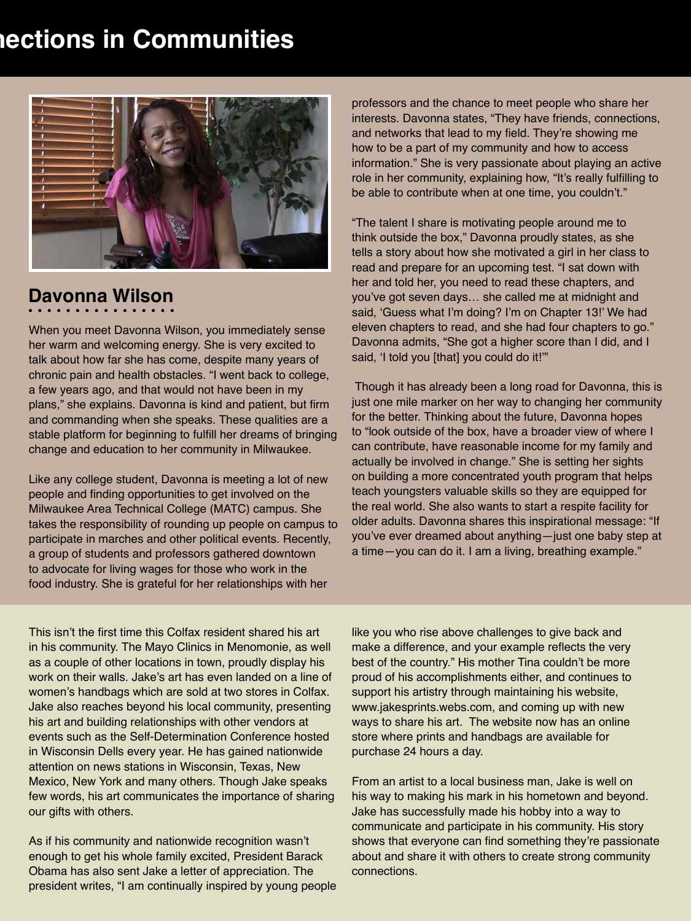# ...nections in Communities

## Davonna Wilson

When you meet Davonna Wilson, you immediately sense her warm and welcoming energy. She is very excited to talk about how far she has come, despite many years of chronic pain and health obstacles. "I went back to college, a few years ago, and that would not have been in my plans," she explains. Davonna is kind and patient, but firm and commanding when she speaks. These qualities are a stable platform for beginning to fulfill her dreams of bringing change and education to her community in Milwaukee.

Like any college student, Davonna is meeting a lot of new people and finding opportunities to get involved on the Milwaukee Area Technical College (MATC) campus. She takes the responsibility of rounding up people on campus to participate in marches and other political events. Recently, a group of students and professors gathered downtown to advocate for living wages for those who work in the food industry. She is grateful for her relationships with her professors and the chance to meet people who share her interests. Davonna states, "They have friends, connections, and networks that lead to my field. They're showing me how to be a part of my community and how to access information." She is very passionate about playing an active role in her community, explaining how, "It's really fulfilling to be able to contribute when at one time, you couldn't."

"The talent I share is motivating people around me to think outside the box," Davonna proudly states, as she tells a story about how she motivated a girl in her class to read and prepare for an upcoming test. "I sat down with her and told her, you need to read these chapters, and you've got seven days… she called me at midnight and said, 'Guess what I'm doing? I'm on Chapter 13!' We had eleven chapters to read, and she had four chapters to go." Davonna admits, "She got a higher score than I did, and I said, 'I told you [that] you could do it!'"

Though it has already been a long road for Davonna, this is just one mile marker on her way to changing her community for the better. Thinking about the future, Davonna hopes to "look outside of the box, have a broader view of where I can contribute, have reasonable income for my family and actually be involved in change." She is setting her sights on building a more concentrated youth program that helps teach youngsters valuable skills so they are equipped for the real world. She also wants to start a respite facility for older adults. Davonna shares this inspirational message: "If you've ever dreamed about anything—just one baby step at a time—you can do it. I am a living, breathing example."

This isn't the first time this Colfax resident shared his art in his community. The Mayo Clinics in Menomonie, as well as a couple of other locations in town, proudly display his work on their walls. Jake's art has even landed on a line of women's handbags which are sold at two stores in Colfax. Jake also reaches beyond his local community, presenting his art and building relationships with other vendors at events such as the Self-Determination Conference hosted in Wisconsin Dells every year. He has gained nationwide attention on news stations in Wisconsin, Texas, New Mexico, New York and many others. Though Jake speaks few words, his art communicates the importance of sharing our gifts with others.

As if his community and nationwide recognition wasn't enough to get his whole family excited, President Barack Obama has also sent Jake a letter of appreciation. The president writes, "I am continually inspired by young people like you who rise above challenges to give back and make a difference, and your example reflects the very best of the country." His mother Tina couldn't be more proud of his accomplishments either, and continues to support his artistry through maintaining his website, www.jakesprints.webs.com, and coming up with new ways to share his art. The website now has an online store where prints and handbags are available for purchase 24 hours a day.

From an artist to a local business man, Jake is well on his way to making his mark in his hometown and beyond. Jake has successfully made his hobby into a way to communicate and participate in his community. His story shows that everyone can find something they're passionate about and share it with others to create strong community connections.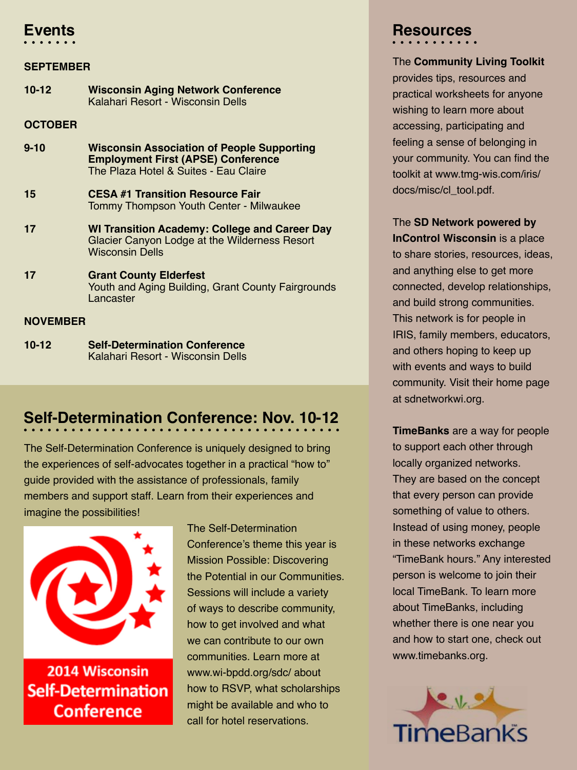## Events

**SEPTEMBER**

**10-12** **Wisconsin Aging Network Conference**
Kalahari Resort - Wisconsin Dells

**OCTOBER**

**9-10** **Wisconsin Association of People Supporting Employment First (APSE) Conference**
The Plaza Hotel & Suites - Eau Claire

**15** **CESA #1 Transition Resource Fair**
Tommy Thompson Youth Center - Milwaukee

**17** **WI Transition Academy: College and Career Day**
Glacier Canyon Lodge at the Wilderness Resort
Wisconsin Dells

**17** **Grant County Elderfest**
Youth and Aging Building, Grant County Fairgrounds
Lancaster

**NOVEMBER**

**10-12** **Self-Determination Conference**
Kalahari Resort - Wisconsin Dells

## Self-Determination Conference: Nov. 10-12

The Self-Determination Conference is uniquely designed to bring the experiences of self-advocates together in a practical "how to" guide provided with the assistance of professionals, family members and support staff. Learn from their experiences and imagine the possibilities!

2014 Wisconsin Self-Determination Conference

The Self-Determination Conference's theme this year is Mission Possible: Discovering the Potential in our Communities. Sessions will include a variety of ways to describe community, how to get involved and what we can contribute to our own communities. Learn more at www.wi-bpdd.org/sdc/ about how to RSVP, what scholarships might be available and who to call for hotel reservations.

## Resources

The **Community Living Toolkit** provides tips, resources and practical worksheets for anyone wishing to learn more about accessing, participating and feeling a sense of belonging in your community. You can find the toolkit at www.tmg-wis.com/iris/docs/misc/cl_tool.pdf.

The **SD Network powered by InControl Wisconsin** is a place to share stories, resources, ideas, and anything else to get more connected, develop relationships, and build strong communities. This network is for people in IRIS, family members, educators, and others hoping to keep up with events and ways to build community. Visit their home page at sdnetworkwi.org.

**TimeBanks** are a way for people to support each other through locally organized networks. They are based on the concept that every person can provide something of value to others. Instead of using money, people in these networks exchange "TimeBank hours." Any interested person is welcome to join their local TimeBank. To learn more about TimeBanks, including whether there is one near you and how to start one, check out www.timebanks.org.

TimeBanks